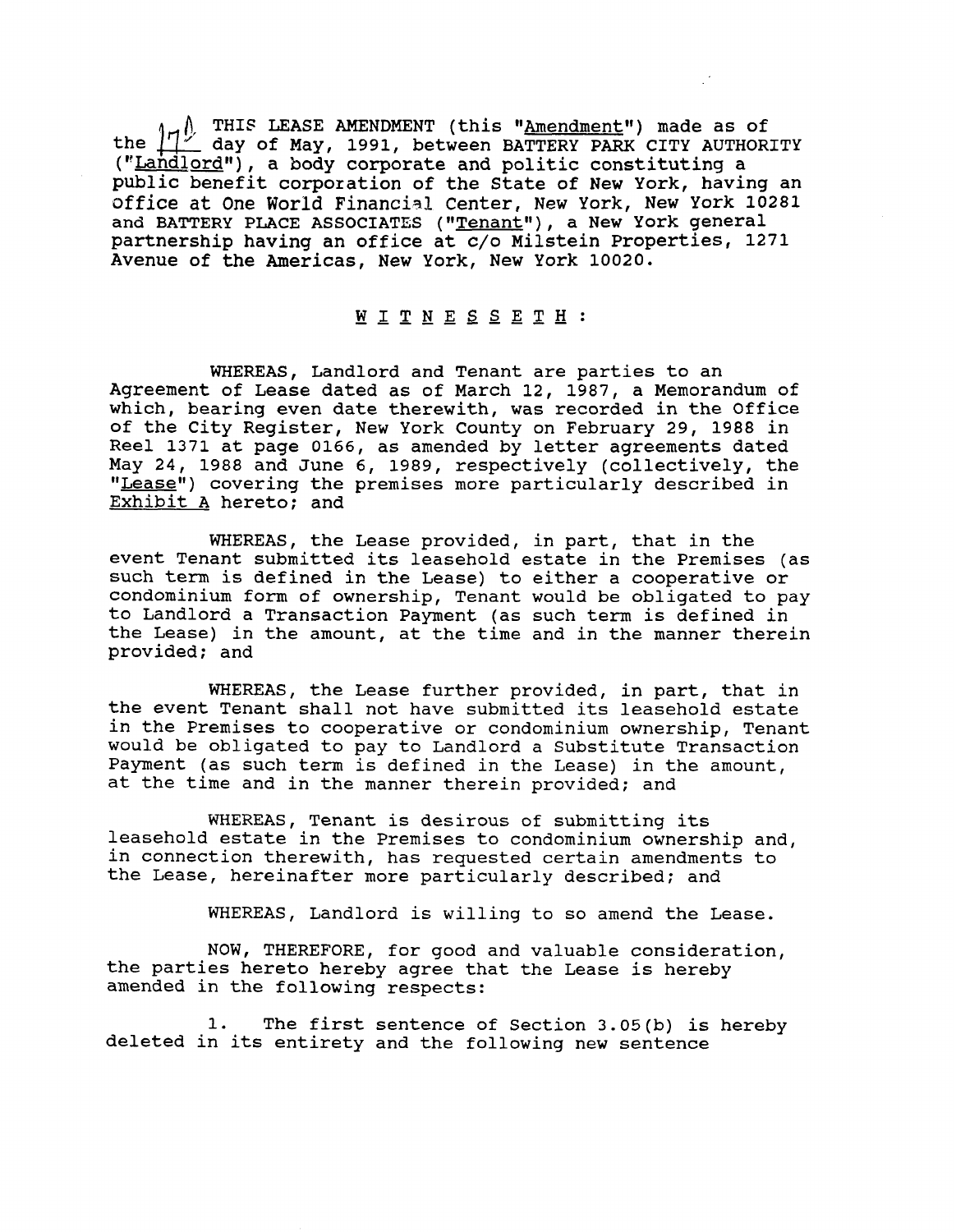THIS LEASE AMENDMENT (this "Amendment") made as of the 17th day of May, 1991, between BATTERY PARK CITY AUTHORITY ("Landlord"), a body corporate and politic constituting a public benefit corporation of the State of New York, having an office at One World Financial Center, New York, New York 10281 and BATTERY PLACE ASSOCIATES ("Tenant"), a New York general partnership having an office at c/o Milstein Properties, 1271 Avenue of the Americas, New York, New York 10020.

W I T N E S S E T H :

WHEREAS, Landlord and Tenant are parties to an Agreement of Lease dated as of March 12, 1987, a Memorandum of which, bearing even date therewith, was recorded in the Office of the City Register, New York County on February 29, 1988 in Reel 1371 at page 0166, as amended by letter agreements dated May 24, 1988 and June 6, 1989, respectively (collectively, the "Lease") covering the premises more particularly described in Exhibit A hereto; and

WHEREAS, the Lease provided, in part, that in the event Tenant submitted its leasehold estate in the Premises (as such term is defined in the Lease) to either a cooperative or condominium form of ownership, Tenant would be obligated to pay to Landlord a Transaction Payment (as such term is defined in the Lease) in the amount, at the time and in the manner therein provided; and

WHEREAS, the Lease further provided, in part, that in the event Tenant shall not have submitted its leasehold estate in the Premises to cooperative or condominium ownership, Tenant would be obligated to pay to Landlord a Substitute Transaction Payment (as such term is defined in the Lease) in the amount, at the time and in the manner therein provided; and

WHEREAS, Tenant is desirous of submitting its leasehold estate in the Premises to condominium ownership and, in connection therewith, has requested certain amendments to the Lease, hereinafter more particularly described; and

WHEREAS, Landlord is willing to so amend the Lease.

NOW, THEREFORE, for good and valuable consideration, the parties hereto hereby agree that the Lease is hereby amended in the following respects:

1. The first sentence of Section 3.05(b) is hereby deleted in its entirety and the following new sentence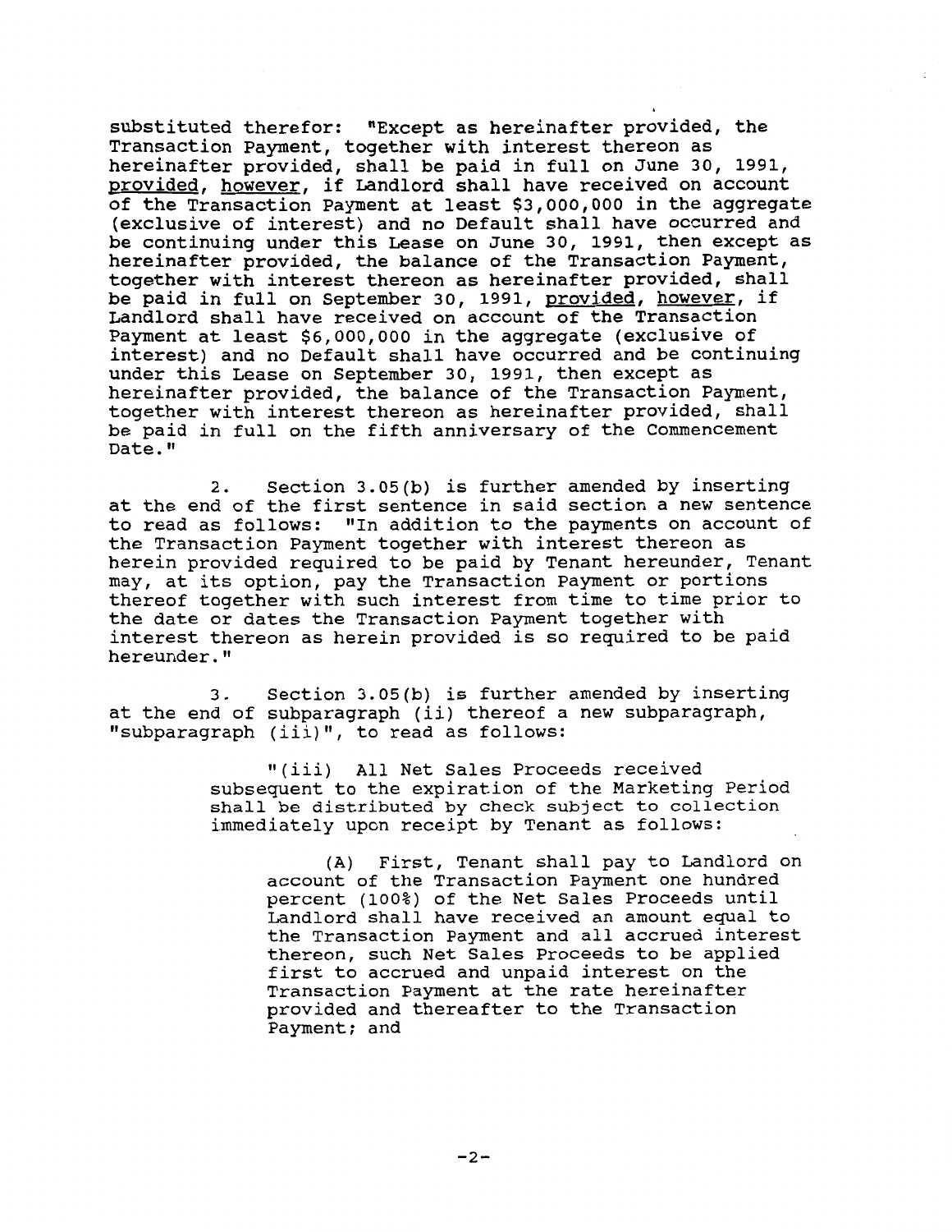substituted therefor: "Except as hereinafter provided, the Transaction Payment, together with interest thereon as hereinafter provided, shall be paid in full on June 30, 1991, provided, however, if Landlord shall have received on account of the Transaction Payment at least $3,000,000 in the aggregate (exclusive of interest) and no Default shall have occurred and be continuing under this Lease on June 30, 1991, then except as hereinafter provided, the balance of the Transaction Payment, together with interest thereon as hereinafter provided, shall be paid in full on September 30, 1991, provided, however, if Landlord shall have received on account of the Transaction Payment at least $6,000,000 in the aggregate (exclusive of interest) and no Default shall have occurred and be continuing under this Lease on September 30, 1991, then except as hereinafter provided, the balance of the Transaction Payment, together with interest thereon as hereinafter provided, shall be paid in full on the fifth anniversary of the Commencement Date."

2. Section 3.05(b) is further amended by inserting at the end of the first sentence in said section a new sentence to read as follows: "In addition to the payments on account of the Transaction Payment together with interest thereon as herein provided required to be paid by Tenant hereunder, Tenant may, at its option, pay the Transaction Payment or portions thereof together with such interest from time to time prior to the date or dates the Transaction Payment together with interest thereon as herein provided is so required to be paid hereunder."

3. Section 3.05(b) is further amended by inserting at the end of subparagraph (ii) thereof a new subparagraph, "subparagraph (iii)", to read as follows:

> "(iii) All Net Sales Proceeds received subsequent to the expiration of the Marketing Period shall be distributed by check subject to collection immediately upon receipt by Tenant as follows:
>
> (A) First, Tenant shall pay to Landlord on account of the Transaction Payment one hundred percent (100%) of the Net Sales Proceeds until Landlord shall have received an amount equal to the Transaction Payment and all accrued interest thereon, such Net Sales Proceeds to be applied first to accrued and unpaid interest on the Transaction Payment at the rate hereinafter provided and thereafter to the Transaction Payment; and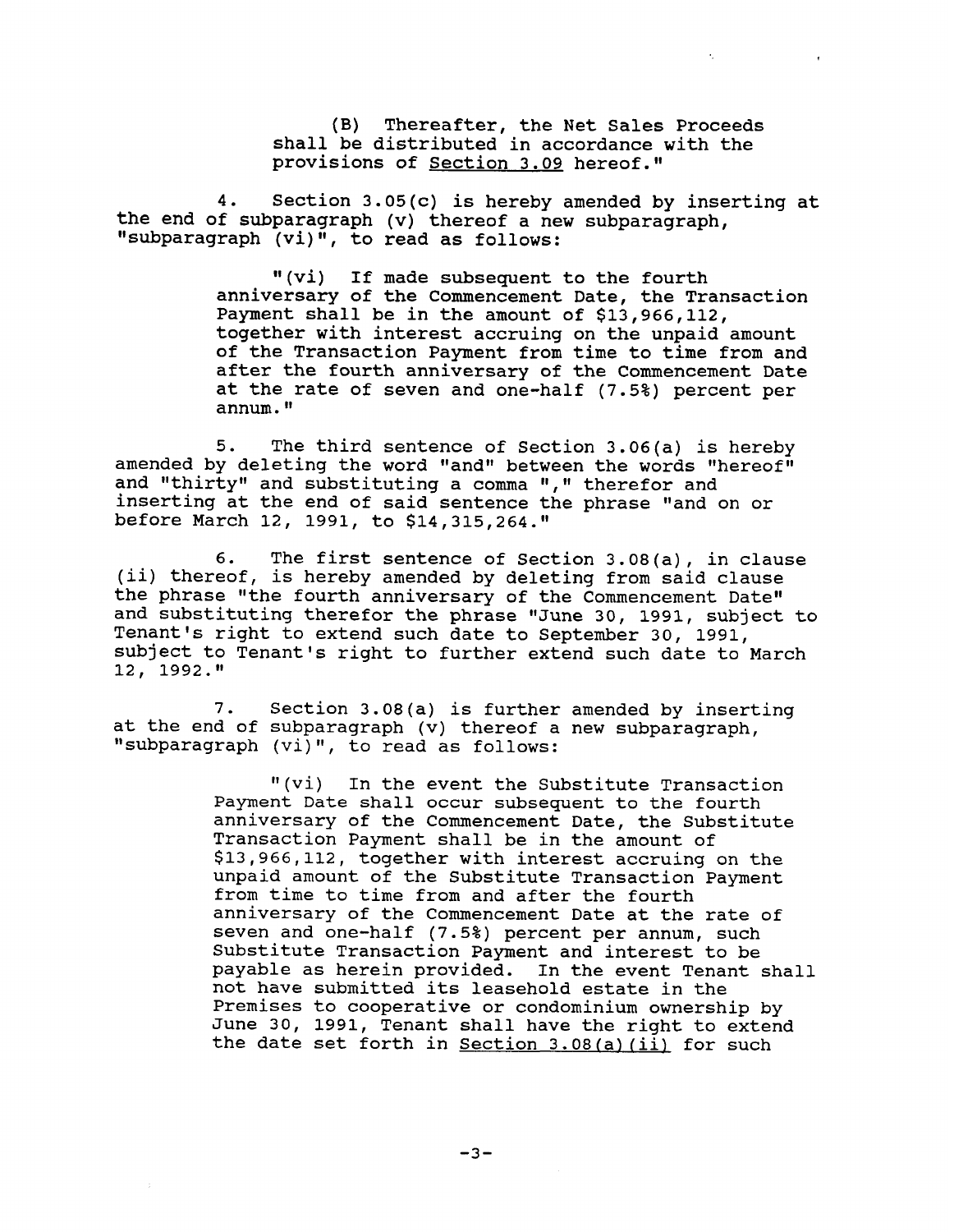(B) Thereafter, the Net Sales Proceeds shall be distributed in accordance with the provisions of Section 3.09 hereof."

4. Section 3.05(c) is hereby amended by inserting at the end of subparagraph (v) thereof a new subparagraph, "subparagraph (vi)", to read as follows:

> "(vi) If made subsequent to the fourth anniversary of the Commencement Date, the Transaction Payment shall be in the amount of $13,966,112, together with interest accruing on the unpaid amount of the Transaction Payment from time to time from and after the fourth anniversary of the Commencement Date at the rate of seven and one-half (7.5%) percent per annum."

5. The third sentence of Section 3.06(a) is hereby amended by deleting the word "and" between the words "hereof" and "thirty" and substituting a comma "," therefor and inserting at the end of said sentence the phrase "and on or before March 12, 1991, to $14,315,264."

6. The first sentence of Section 3.08(a), in clause (ii) thereof, is hereby amended by deleting from said clause the phrase "the fourth anniversary of the Commencement Date" and substituting therefor the phrase "June 30, 1991, subject to Tenant's right to extend such date to September 30, 1991, subject to Tenant's right to further extend such date to March 12, 1992."

7. Section 3.08(a) is further amended by inserting at the end of subparagraph (v) thereof a new subparagraph, "subparagraph (vi)", to read as follows:

> "(vi) In the event the Substitute Transaction Payment Date shall occur subsequent to the fourth anniversary of the Commencement Date, the Substitute Transaction Payment shall be in the amount of $13,966,112, together with interest accruing on the unpaid amount of the Substitute Transaction Payment from time to time from and after the fourth anniversary of the Commencement Date at the rate of seven and one-half (7.5%) percent per annum, such Substitute Transaction Payment and interest to be payable as herein provided. In the event Tenant shall not have submitted its leasehold estate in the Premises to cooperative or condominium ownership by June 30, 1991, Tenant shall have the right to extend the date set forth in Section 3.08(a)(ii) for such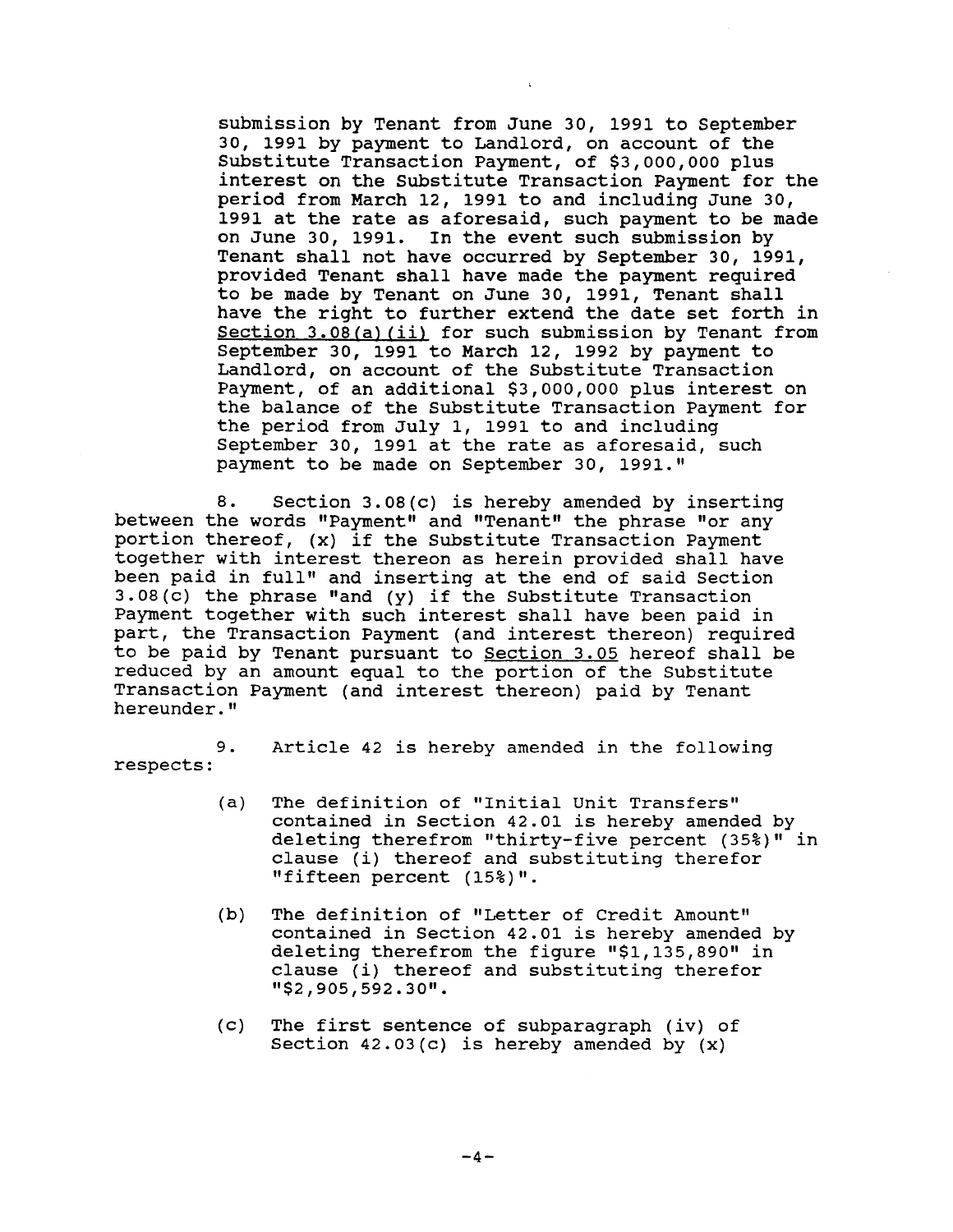submission by Tenant from June 30, 1991 to September 30, 1991 by payment to Landlord, on account of the Substitute Transaction Payment, of $3,000,000 plus interest on the Substitute Transaction Payment for the period from March 12, 1991 to and including June 30, 1991 at the rate as aforesaid, such payment to be made on June 30, 1991. In the event such submission by Tenant shall not have occurred by September 30, 1991, provided Tenant shall have made the payment required to be made by Tenant on June 30, 1991, Tenant shall have the right to further extend the date set forth in <u>Section 3.08(a)(ii)</u> for such submission by Tenant from September 30, 1991 to March 12, 1992 by payment to Landlord, on account of the Substitute Transaction Payment, of an additional $3,000,000 plus interest on the balance of the Substitute Transaction Payment for the period from July 1, 1991 to and including September 30, 1991 at the rate as aforesaid, such payment to be made on September 30, 1991."

8. Section 3.08(c) is hereby amended by inserting between the words "Payment" and "Tenant" the phrase "or any portion thereof, (x) if the Substitute Transaction Payment together with interest thereon as herein provided shall have been paid in full" and inserting at the end of said Section 3.08(c) the phrase "and (y) if the Substitute Transaction Payment together with such interest shall have been paid in part, the Transaction Payment (and interest thereon) required to be paid by Tenant pursuant to <u>Section 3.05</u> hereof shall be reduced by an amount equal to the portion of the Substitute Transaction Payment (and interest thereon) paid by Tenant hereunder."

9. Article 42 is hereby amended in the following respects:

(a) The definition of "Initial Unit Transfers" contained in Section 42.01 is hereby amended by deleting therefrom "thirty-five percent (35%)" in clause (i) thereof and substituting therefor "fifteen percent (15%)".

(b) The definition of "Letter of Credit Amount" contained in Section 42.01 is hereby amended by deleting therefrom the figure "$1,135,890" in clause (i) thereof and substituting therefor "$2,905,592.30".

(c) The first sentence of subparagraph (iv) of Section 42.03(c) is hereby amended by (x)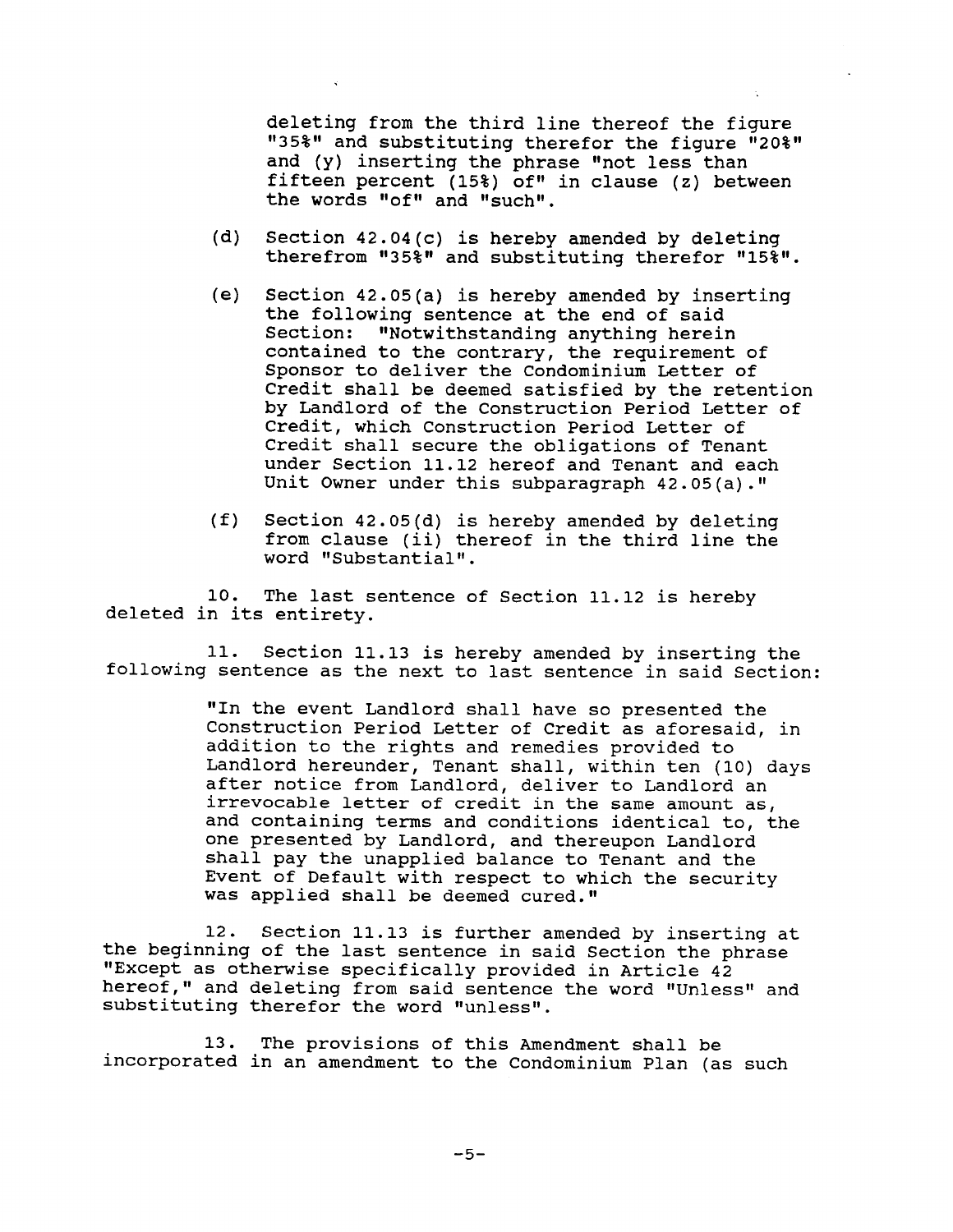deleting from the third line thereof the figure "35%" and substituting therefor the figure "20%" and (y) inserting the phrase "not less than fifteen percent (15%) of" in clause (z) between the words "of" and "such".

(d) Section 42.04(c) is hereby amended by deleting therefrom "35%" and substituting therefor "15%".

(e) Section 42.05(a) is hereby amended by inserting the following sentence at the end of said Section: "Notwithstanding anything herein contained to the contrary, the requirement of Sponsor to deliver the Condominium Letter of Credit shall be deemed satisfied by the retention by Landlord of the Construction Period Letter of Credit, which Construction Period Letter of Credit shall secure the obligations of Tenant under Section 11.12 hereof and Tenant and each Unit Owner under this subparagraph 42.05(a)."

(f) Section 42.05(d) is hereby amended by deleting from clause (ii) thereof in the third line the word "Substantial".

10. The last sentence of Section 11.12 is hereby deleted in its entirety.

11. Section 11.13 is hereby amended by inserting the following sentence as the next to last sentence in said Section:

> "In the event Landlord shall have so presented the Construction Period Letter of Credit as aforesaid, in addition to the rights and remedies provided to Landlord hereunder, Tenant shall, within ten (10) days after notice from Landlord, deliver to Landlord an irrevocable letter of credit in the same amount as, and containing terms and conditions identical to, the one presented by Landlord, and thereupon Landlord shall pay the unapplied balance to Tenant and the Event of Default with respect to which the security was applied shall be deemed cured."

12. Section 11.13 is further amended by inserting at the beginning of the last sentence in said Section the phrase "Except as otherwise specifically provided in Article 42 hereof," and deleting from said sentence the word "Unless" and substituting therefor the word "unless".

13. The provisions of this Amendment shall be incorporated in an amendment to the Condominium Plan (as such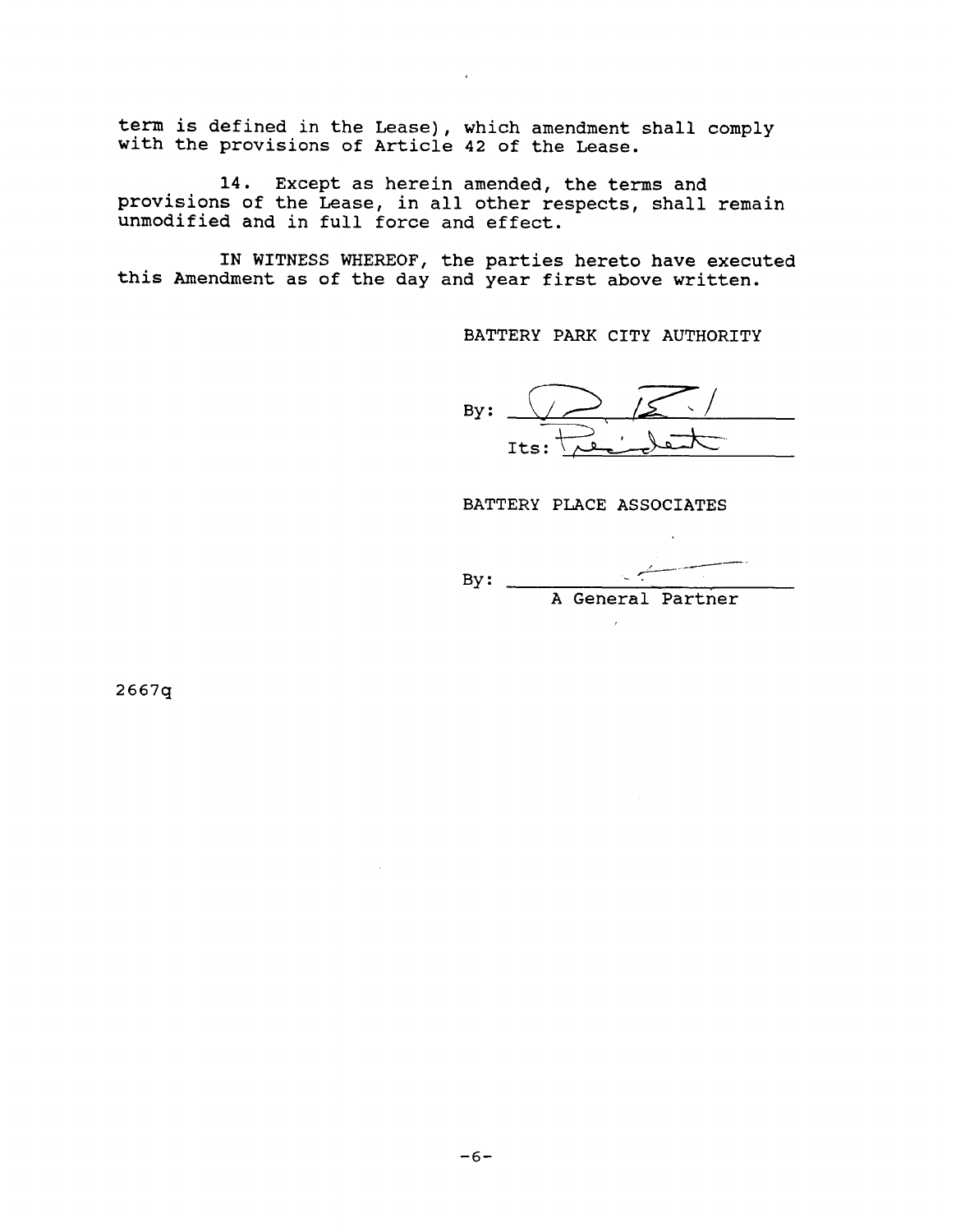term is defined in the Lease), which amendment shall comply with the provisions of Article 42 of the Lease.

14. Except as herein amended, the terms and provisions of the Lease, in all other respects, shall remain unmodified and in full force and effect.

IN WITNESS WHEREOF, the parties hereto have executed this Amendment as of the day and year first above written.

BATTERY PARK CITY AUTHORITY

By: ______________________

Its: President

BATTERY PLACE ASSOCIATES

By: ______________________

A General Partner

2667q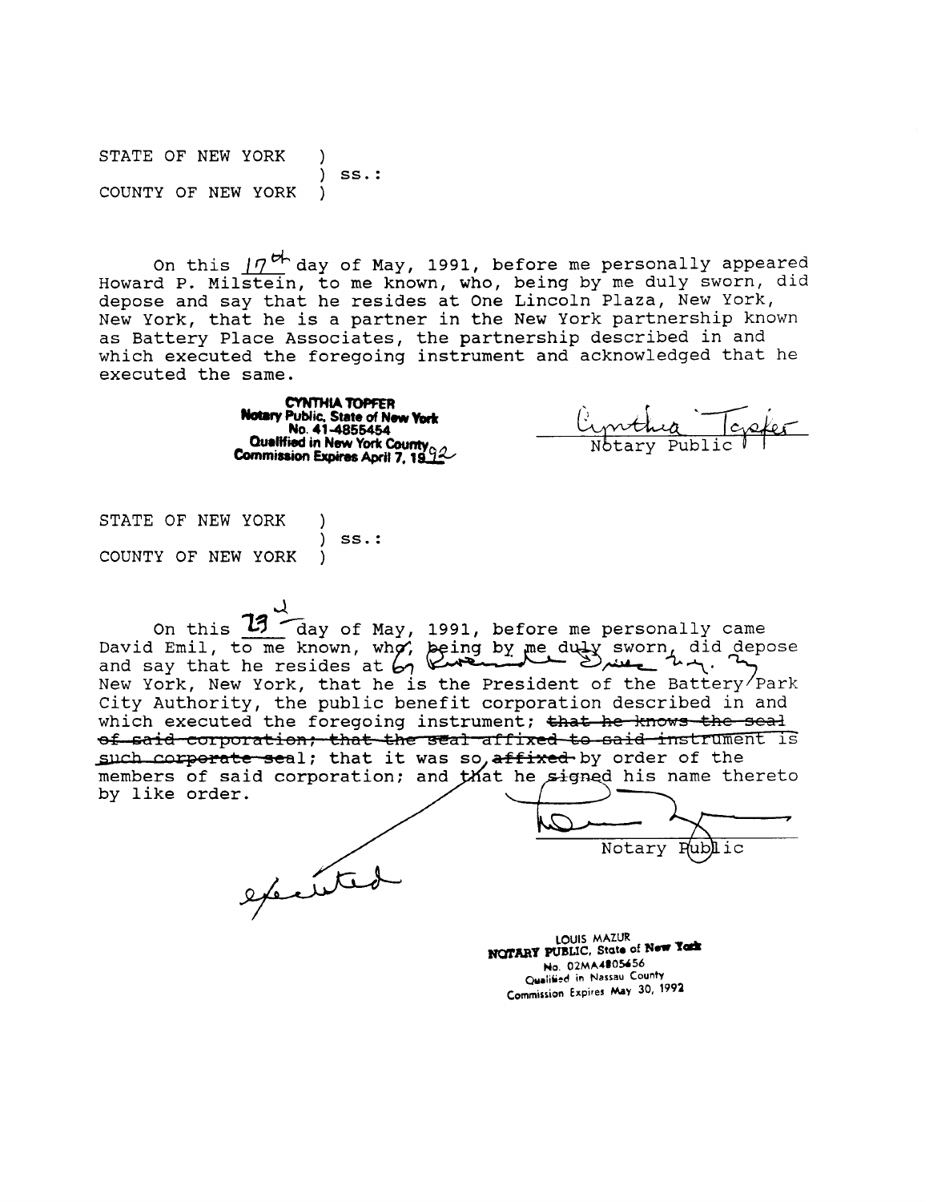STATE OF NEW YORK )
) ss.:
COUNTY OF NEW YORK )

On this 17th day of May, 1991, before me personally appeared Howard P. Milstein, to me known, who, being by me duly sworn, did depose and say that he resides at One Lincoln Plaza, New York, New York, that he is a partner in the New York partnership known as Battery Place Associates, the partnership described in and which executed the foregoing instrument and acknowledged that he executed the same.

**CYNTHIA TOPFER**
**Notary Public, State of New York**
**No. 41-4855454**
**Qualified in New York County**
**Commission Expires April 7, 1992**

Cynthia Topfer
Notary Public

STATE OF NEW YORK )
) ss.:
COUNTY OF NEW YORK )

On this 23rd day of May, 1991, before me personally came David Emil, to me known, who, being by me duly sworn, did depose and say that he resides at 67 Riverside Drive, Apt. 7, New York, New York, that he is the President of the Battery Park City Authority, the public benefit corporation described in and which executed the foregoing instrument; ~~that he knows the seal of said corporation; that the seal affixed to said instrument is such corporate seal~~; that it was so ~~affixed~~ executed by order of the members of said corporation; and that he signed his name thereto by like order.

Notary Public

LOUIS MAZUR
NOTARY PUBLIC, State of New York
No. 02MA4805456
Qualified in Nassau County
Commission Expires May 30, 1992